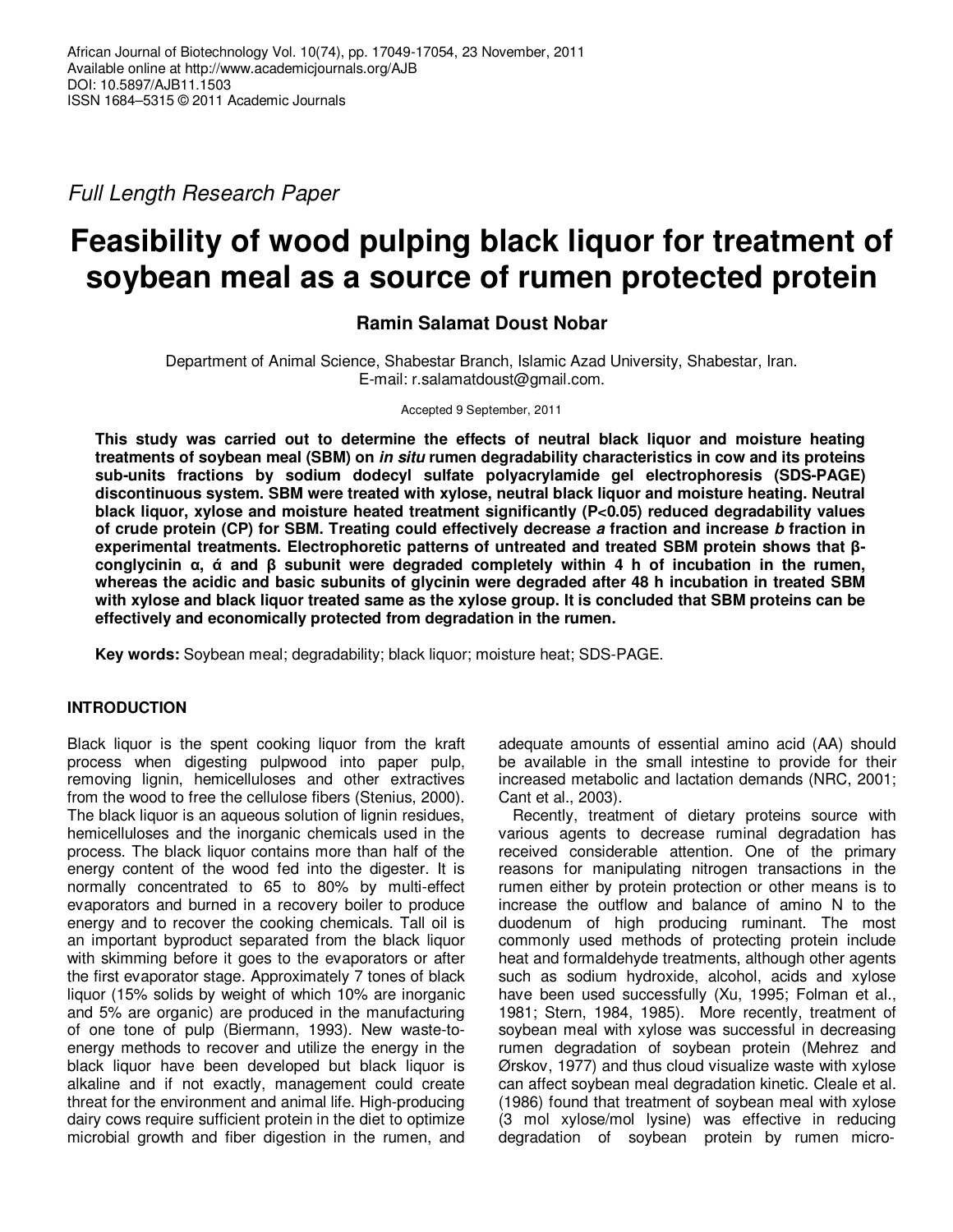Full Length Research Paper

# Feasibility of wood pulping black liquor for treatment of soybean meal as a source of rumen protected protein

**Ramin Salamat Doust Nobar**

Department of Animal Science, Shabestar Branch, Islamic Azad University, Shabestar, Iran.
E-mail: r.salamatdoust@gmail.com.

Accepted 9 September, 2011

**This study was carried out to determine the effects of neutral black liquor and moisture heating treatments of soybean meal (SBM) on *in situ* rumen degradability characteristics in cow and its proteins sub-units fractions by sodium dodecyl sulfate polyacrylamide gel electrophoresis (SDS-PAGE) discontinuous system. SBM were treated with xylose, neutral black liquor and moisture heating. Neutral black liquor, xylose and moisture heated treatment significantly (P<0.05) reduced degradability values of crude protein (CP) for SBM. Treating could effectively decrease *a* fraction and increase *b* fraction in experimental treatments. Electrophoretic patterns of untreated and treated SBM protein shows that β-conglycinin α, ά and β subunit were degraded completely within 4 h of incubation in the rumen, whereas the acidic and basic subunits of glycinin were degraded after 48 h incubation in treated SBM with xylose and black liquor treated same as the xylose group. It is concluded that SBM proteins can be effectively and economically protected from degradation in the rumen.**

**Key words:** Soybean meal; degradability; black liquor; moisture heat; SDS-PAGE.

## INTRODUCTION

Black liquor is the spent cooking liquor from the kraft process when digesting pulpwood into paper pulp, removing lignin, hemicelluloses and other extractives from the wood to free the cellulose fibers (Stenius, 2000). The black liquor is an aqueous solution of lignin residues, hemicelluloses and the inorganic chemicals used in the process. The black liquor contains more than half of the energy content of the wood fed into the digester. It is normally concentrated to 65 to 80% by multi-effect evaporators and burned in a recovery boiler to produce energy and to recover the cooking chemicals. Tall oil is an important byproduct separated from the black liquor with skimming before it goes to the evaporators or after the first evaporator stage. Approximately 7 tones of black liquor (15% solids by weight of which 10% are inorganic and 5% are organic) are produced in the manufacturing of one tone of pulp (Biermann, 1993). New waste-to-energy methods to recover and utilize the energy in the black liquor have been developed but black liquor is alkaline and if not exactly, management could create threat for the environment and animal life. High-producing dairy cows require sufficient protein in the diet to optimize microbial growth and fiber digestion in the rumen, and adequate amounts of essential amino acid (AA) should be available in the small intestine to provide for their increased metabolic and lactation demands (NRC, 2001; Cant et al., 2003).

Recently, treatment of dietary proteins source with various agents to decrease ruminal degradation has received considerable attention. One of the primary reasons for manipulating nitrogen transactions in the rumen either by protein protection or other means is to increase the outflow and balance of amino N to the duodenum of high producing ruminant. The most commonly used methods of protecting protein include heat and formaldehyde treatments, although other agents such as sodium hydroxide, alcohol, acids and xylose have been used successfully (Xu, 1995; Folman et al., 1981; Stern, 1984, 1985). More recently, treatment of soybean meal with xylose was successful in decreasing rumen degradation of soybean protein (Mehrez and Ørskov, 1977) and thus cloud visualize waste with xylose can affect soybean meal degradation kinetic. Cleale et al. (1986) found that treatment of soybean meal with xylose (3 mol xylose/mol lysine) was effective in reducing degradation of soybean protein by rumen micro-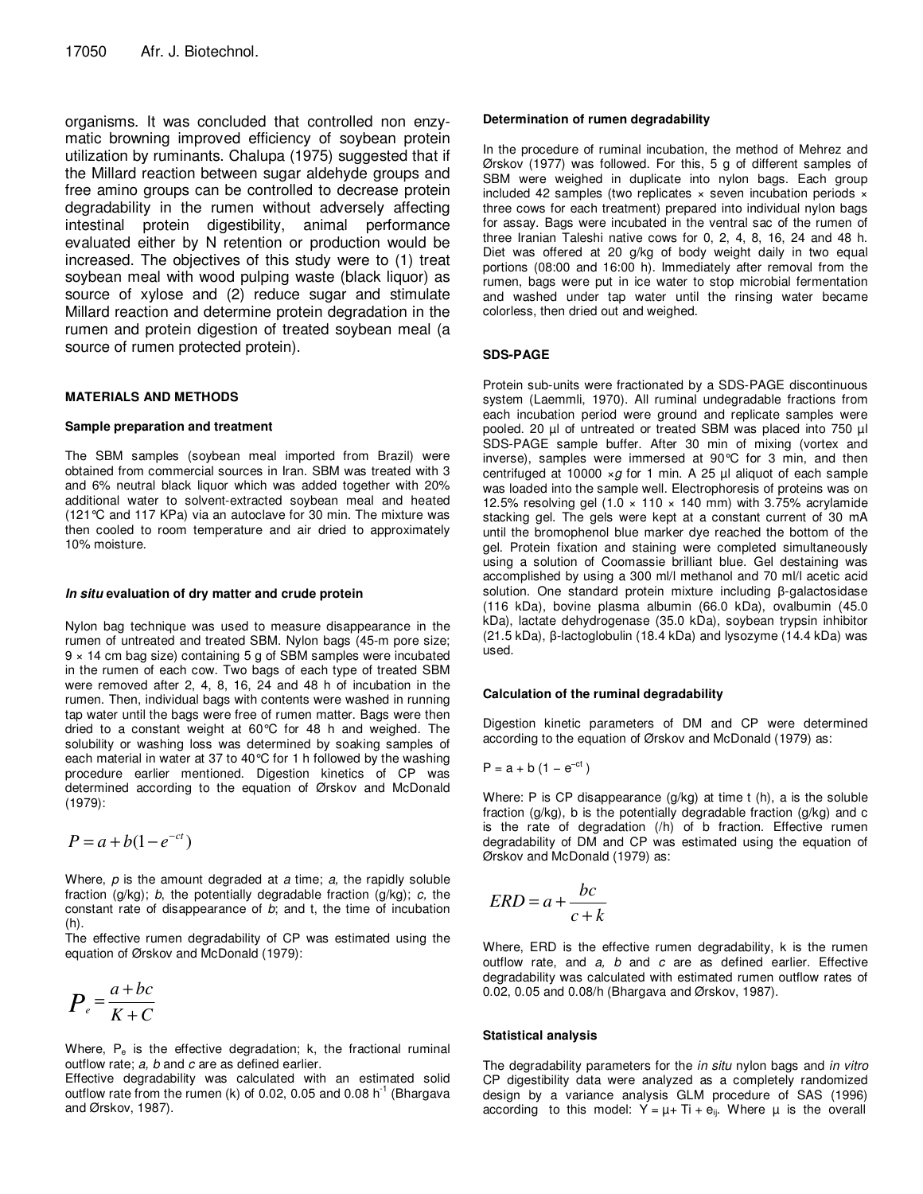organisms. It was concluded that controlled non enzymatic browning improved efficiency of soybean protein utilization by ruminants. Chalupa (1975) suggested that if the Millard reaction between sugar aldehyde groups and free amino groups can be controlled to decrease protein degradability in the rumen without adversely affecting intestinal protein digestibility, animal performance evaluated either by N retention or production would be increased. The objectives of this study were to (1) treat soybean meal with wood pulping waste (black liquor) as source of xylose and (2) reduce sugar and stimulate Millard reaction and determine protein degradation in the rumen and protein digestion of treated soybean meal (a source of rumen protected protein).

## MATERIALS AND METHODS

### Sample preparation and treatment

The SBM samples (soybean meal imported from Brazil) were obtained from commercial sources in Iran. SBM was treated with 3 and 6% neutral black liquor which was added together with 20% additional water to solvent-extracted soybean meal and heated (121°C and 117 KPa) via an autoclave for 30 min. The mixture was then cooled to room temperature and air dried to approximately 10% moisture.

### *In situ* evaluation of dry matter and crude protein

Nylon bag technique was used to measure disappearance in the rumen of untreated and treated SBM. Nylon bags (45-m pore size; 9 × 14 cm bag size) containing 5 g of SBM samples were incubated in the rumen of each cow. Two bags of each type of treated SBM were removed after 2, 4, 8, 16, 24 and 48 h of incubation in the rumen. Then, individual bags with contents were washed in running tap water until the bags were free of rumen matter. Bags were then dried to a constant weight at 60°C for 48 h and weighed. The solubility or washing loss was determined by soaking samples of each material in water at 37 to 40°C for 1 h followed by the washing procedure earlier mentioned. Digestion kinetics of CP was determined according to the equation of Ørskov and McDonald (1979):

$$P = a + b(1 - e^{-ct})$$

Where, *p* is the amount degraded at *a* time; *a,* the rapidly soluble fraction (g/kg); *b*, the potentially degradable fraction (g/kg); *c,* the constant rate of disappearance of *b*; and t, the time of incubation (h).

The effective rumen degradability of CP was estimated using the equation of Ørskov and McDonald (1979):

$$P_e = \frac{a + bc}{K + C}$$

Where, $P_e$ is the effective degradation; k, the fractional ruminal outflow rate; *a, b* and *c* are as defined earlier.

Effective degradability was calculated with an estimated solid outflow rate from the rumen (k) of 0.02, 0.05 and 0.08 $h^{-1}$ (Bhargava and Ørskov, 1987).

### Determination of rumen degradability

In the procedure of ruminal incubation, the method of Mehrez and Ørskov (1977) was followed. For this, 5 g of different samples of SBM were weighed in duplicate into nylon bags. Each group included 42 samples (two replicates × seven incubation periods × three cows for each treatment) prepared into individual nylon bags for assay. Bags were incubated in the ventral sac of the rumen of three Iranian Taleshi native cows for 0, 2, 4, 8, 16, 24 and 48 h. Diet was offered at 20 g/kg of body weight daily in two equal portions (08:00 and 16:00 h). Immediately after removal from the rumen, bags were put in ice water to stop microbial fermentation and washed under tap water until the rinsing water became colorless, then dried out and weighed.

### SDS-PAGE

Protein sub-units were fractionated by a SDS-PAGE discontinuous system (Laemmli, 1970). All ruminal undegradable fractions from each incubation period were ground and replicate samples were pooled. 20 µl of untreated or treated SBM was placed into 750 µl SDS-PAGE sample buffer. After 30 min of mixing (vortex and inverse), samples were immersed at 90°C for 3 min, and then centrifuged at 10000 ×*g* for 1 min. A 25 µl aliquot of each sample was loaded into the sample well. Electrophoresis of proteins was on 12.5% resolving gel (1.0 × 110 × 140 mm) with 3.75% acrylamide stacking gel. The gels were kept at a constant current of 30 mA until the bromophenol blue marker dye reached the bottom of the gel. Protein fixation and staining were completed simultaneously using a solution of Coomassie brilliant blue. Gel destaining was accomplished by using a 300 ml/l methanol and 70 ml/l acetic acid solution. One standard protein mixture including β-galactosidase (116 kDa), bovine plasma albumin (66.0 kDa), ovalbumin (45.0 kDa), lactate dehydrogenase (35.0 kDa), soybean trypsin inhibitor (21.5 kDa), β-lactoglobulin (18.4 kDa) and lysozyme (14.4 kDa) was used.

### Calculation of the ruminal degradability

Digestion kinetic parameters of DM and CP were determined according to the equation of Ørskov and McDonald (1979) as:

$$P = a + b(1 - e^{-ct})$$

Where: P is CP disappearance (g/kg) at time t (h), a is the soluble fraction (g/kg), b is the potentially degradable fraction (g/kg) and c is the rate of degradation (/h) of b fraction. Effective rumen degradability of DM and CP was estimated using the equation of Ørskov and McDonald (1979) as:

$$ERD = a + \frac{bc}{c + k}$$

Where, ERD is the effective rumen degradability, k is the rumen outflow rate, and *a, b* and *c* are as defined earlier. Effective degradability was calculated with estimated rumen outflow rates of 0.02, 0.05 and 0.08/h (Bhargava and Ørskov, 1987).

### Statistical analysis

The degradability parameters for the *in situ* nylon bags and *in vitro* CP digestibility data were analyzed as a completely randomized design by a variance analysis GLM procedure of SAS (1996) according to this model: $Y = \mu + T_i + e_{ij}$. Where µ is the overall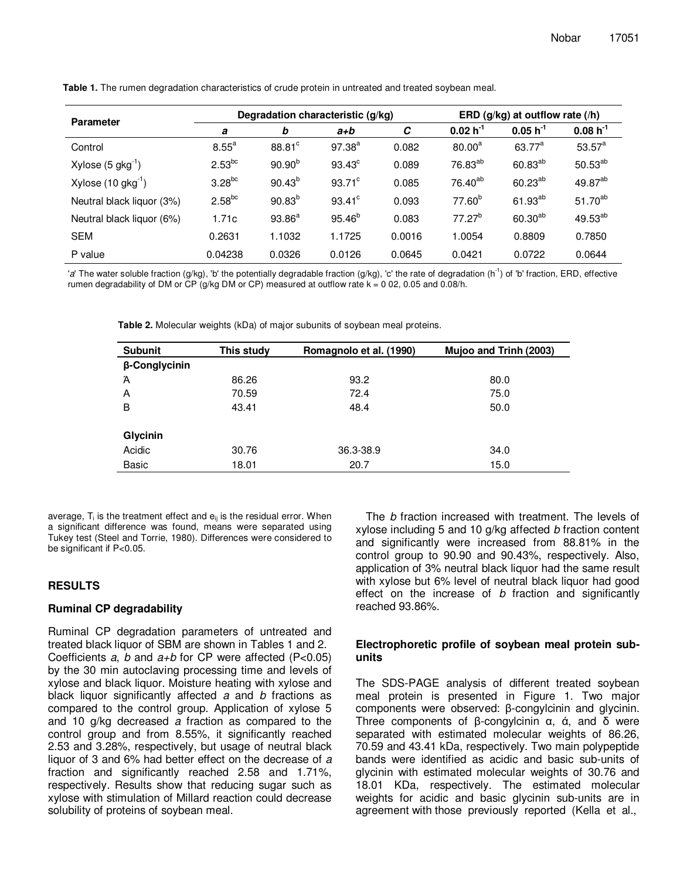**Table 1.** The rumen degradation characteristics of crude protein in untreated and treated soybean meal.

| Parameter | Degradation characteristic (g/kg) | | | | ERD (g/kg) at outflow rate (/h) | | |
|---|---|---|---|---|---|---|---|
| | *a* | *b* | *a+b* | *C* | 0.02 $h^{-1}$ | 0.05 $h^{-1}$ | 0.08 $h^{-1}$ |
| Control | $8.55^{a}$ | $88.81^{c}$ | $97.38^{a}$ | 0.082 | $80.00^{a}$ | $63.77^{a}$ | $53.57^{a}$ |
| Xylose (5 $gkg^{-1}$) | $2.53^{bc}$ | $90.90^{b}$ | $93.43^{c}$ | 0.089 | $76.83^{ab}$ | $60.83^{ab}$ | $50.53^{ab}$ |
| Xylose (10 $gkg^{-1}$) | $3.28^{bc}$ | $90.43^{b}$ | $93.71^{c}$ | 0.085 | $76.40^{ab}$ | $60.23^{ab}$ | $49.87^{ab}$ |
| Neutral black liquor (3%) | $2.58^{bc}$ | $90.83^{b}$ | $93.41^{c}$ | 0.093 | $77.60^{b}$ | $61.93^{ab}$ | $51.70^{ab}$ |
| Neutral black liquor (6%) | 1.71c | $93.86^{a}$ | $95.46^{b}$ | 0.083 | $77.27^{b}$ | $60.30^{ab}$ | $49.53^{ab}$ |
| SEM | 0.2631 | 1.1032 | 1.1725 | 0.0016 | 1.0054 | 0.8809 | 0.7850 |
| P value | 0.04238 | 0.0326 | 0.0126 | 0.0645 | 0.0421 | 0.0722 | 0.0644 |

'*a*' The water soluble fraction (g/kg), 'b' the potentially degradable fraction (g/kg), 'c' the rate of degradation ($h^{-1}$) of 'b' fraction, ERD, effective rumen degradability of DM or CP (g/kg DM or CP) measured at outflow rate k = 0 02, 0.05 and 0.08/h.

**Table 2.** Molecular weights (kDa) of major subunits of soybean meal proteins.

| Subunit | This study | Romagnolo et al. (1990) | Mujoo and Trinh (2003) |
|---|---|---|---|
| **β-Conglycinin** | | | |
| Ά | 86.26 | 93.2 | 80.0 |
| A | 70.59 | 72.4 | 75.0 |
| B | 43.41 | 48.4 | 50.0 |
| | | | |
| **Glycinin** | | | |
| Acidic | 30.76 | 36.3-38.9 | 34.0 |
| Basic | 18.01 | 20.7 | 15.0 |

average, $T_i$ is the treatment effect and $e_{ij}$ is the residual error. When a significant difference was found, means were separated using Tukey test (Steel and Torrie, 1980). Differences were considered to be significant if $P<0.05$.

## RESULTS

### Ruminal CP degradability

Ruminal CP degradation parameters of untreated and treated black liquor of SBM are shown in Tables 1 and 2. Coefficients *a*, *b* and *a+b* for CP were affected ($P<0.05$) by the 30 min autoclaving processing time and levels of xylose and black liquor. Moisture heating with xylose and black liquor significantly affected *a* and *b* fractions as compared to the control group. Application of xylose 5 and 10 g/kg decreased *a* fraction as compared to the control group and from 8.55%, it significantly reached 2.53 and 3.28%, respectively, but usage of neutral black liquor of 3 and 6% had better effect on the decrease of *a* fraction and significantly reached 2.58 and 1.71%, respectively. Results show that reducing sugar such as xylose with stimulation of Millard reaction could decrease solubility of proteins of soybean meal.

The *b* fraction increased with treatment. The levels of xylose including 5 and 10 g/kg affected *b* fraction content and significantly were increased from 88.81% in the control group to 90.90 and 90.43%, respectively. Also, application of 3% neutral black liquor had the same result with xylose but 6% level of neutral black liquor had good effect on the increase of *b* fraction and significantly reached 93.86%.

### Electrophoretic profile of soybean meal protein sub-units

The SDS-PAGE analysis of different treated soybean meal protein is presented in Figure 1. Two major components were observed: β-congylcinin and glycinin. Three components of β-congylcinin α, ά, and δ were separated with estimated molecular weights of 86.26, 70.59 and 43.41 kDa, respectively. Two main polypeptide bands were identified as acidic and basic sub-units of glycinin with estimated molecular weights of 30.76 and 18.01 KDa, respectively. The estimated molecular weights for acidic and basic glycinin sub-units are in agreement with those previously reported (Kella et al.,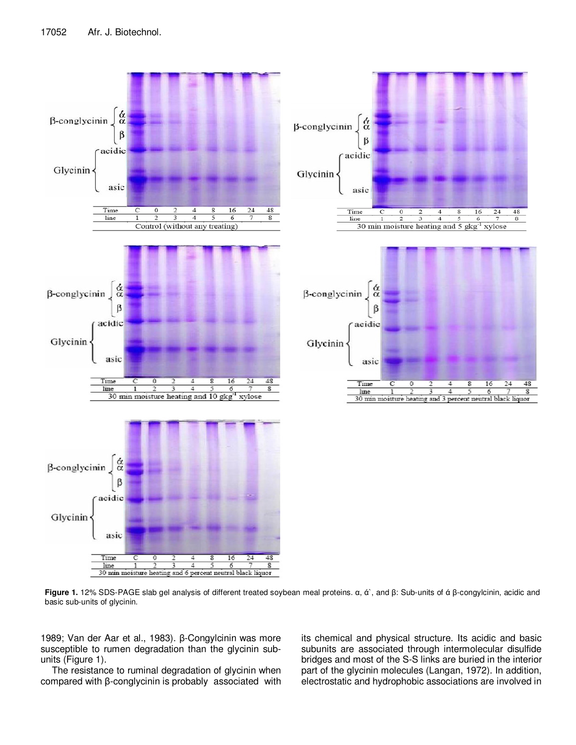**Figure 1.** 12% SDS-PAGE slab gel analysis of different treated soybean meal proteins. α, ά`, and β: Sub-units of ά β-congylcinin, acidic and basic sub-units of glycinin.

1989; Van der Aar et al., 1983). β-Congylcinin was more susceptible to rumen degradation than the glycinin sub-units (Figure 1).

The resistance to ruminal degradation of glycinin when compared with β-conglycinin is probably associated with its chemical and physical structure. Its acidic and basic subunits are associated through intermolecular disulfide bridges and most of the S-S links are buried in the interior part of the glycinin molecules (Langan, 1972). In addition, electrostatic and hydrophobic associations are involved in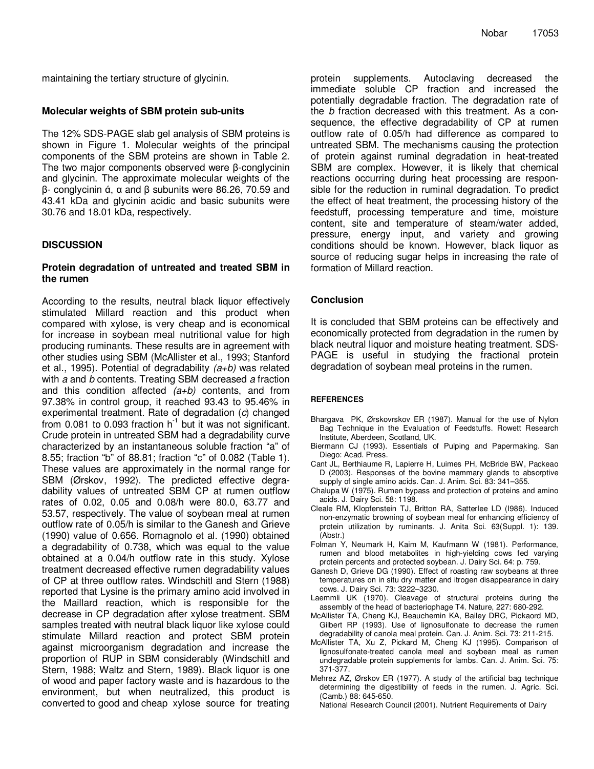maintaining the tertiary structure of glycinin.

### Molecular weights of SBM protein sub-units

The 12% SDS-PAGE slab gel analysis of SBM proteins is shown in Figure 1. Molecular weights of the principal components of the SBM proteins are shown in Table 2. The two major components observed were β-conglycinin and glycinin. The approximate molecular weights of the β- conglycinin ά, α and β subunits were 86.26, 70.59 and 43.41 kDa and glycinin acidic and basic subunits were 30.76 and 18.01 kDa, respectively.

## DISCUSSION

### Protein degradation of untreated and treated SBM in the rumen

According to the results, neutral black liquor effectively stimulated Millard reaction and this product when compared with xylose, is very cheap and is economical for increase in soybean meal nutritional value for high producing ruminants. These results are in agreement with other studies using SBM (McAllister et al., 1993; Stanford et al., 1995). Potential of degradability *(a+b)* was related with *a* and *b* contents. Treating SBM decreased *a* fraction and this condition affected *(a+b)* contents, and from 97.38% in control group, it reached 93.43 to 95.46% in experimental treatment. Rate of degradation (*c*) changed from 0.081 to 0.093 fraction $h^{-1}$ but it was not significant. Crude protein in untreated SBM had a degradability curve characterized by an instantaneous soluble fraction "a" of 8.55; fraction "b" of 88.81; fraction "c" of 0.082 (Table 1). These values are approximately in the normal range for SBM (Ørskov, 1992). The predicted effective degradability values of untreated SBM CP at rumen outflow rates of 0.02, 0.05 and 0.08/h were 80.0, 63.77 and 53.57, respectively. The value of soybean meal at rumen outflow rate of 0.05/h is similar to the Ganesh and Grieve (1990) value of 0.656. Romagnolo et al. (1990) obtained a degradability of 0.738, which was equal to the value obtained at a 0.04/h outflow rate in this study. Xylose treatment decreased effective rumen degradability values of CP at three outflow rates. Windschitl and Stern (1988) reported that Lysine is the primary amino acid involved in the Maillard reaction, which is responsible for the decrease in CP degradation after xylose treatment. SBM samples treated with neutral black liquor like xylose could stimulate Millard reaction and protect SBM protein against microorganism degradation and increase the proportion of RUP in SBM considerably (Windschitl and Stern, 1988; Waltz and Stern, 1989). Black liquor is one of wood and paper factory waste and is hazardous to the environment, but when neutralized, this product is converted to good and cheap xylose source for treating protein supplements. Autoclaving decreased the immediate soluble CP fraction and increased the potentially degradable fraction. The degradation rate of the *b* fraction decreased with this treatment. As a consequence, the effective degradability of CP at rumen outflow rate of 0.05/h had difference as compared to untreated SBM. The mechanisms causing the protection of protein against ruminal degradation in heat-treated SBM are complex. However, it is likely that chemical reactions occurring during heat processing are responsible for the reduction in ruminal degradation. To predict the effect of heat treatment, the processing history of the feedstuff, processing temperature and time, moisture content, site and temperature of steam/water added, pressure, energy input, and variety and growing conditions should be known. However, black liquor as source of reducing sugar helps in increasing the rate of formation of Millard reaction.

## Conclusion

It is concluded that SBM proteins can be effectively and economically protected from degradation in the rumen by black neutral liquor and moisture heating treatment. SDS-PAGE is useful in studying the fractional protein degradation of soybean meal proteins in the rumen.

## REFERENCES

Bhargava PK, Ørskovrskov ER (1987). Manual for the use of Nylon Bag Technique in the Evaluation of Feedstuffs. Rowett Research Institute, Aberdeen, Scotland, UK.

Biermann CJ (1993). Essentials of Pulping and Papermaking. San Diego: Acad. Press.

Cant JL, Berthiaume R, Lapierre H, Luimes PH, McBride BW, Packeao D (2003). Responses of the bovine mammary glands to absorptive supply of single amino acids. Can. J. Anim. Sci. 83: 341–355.

Chalupa W (1975). Rumen bypass and protection of proteins and amino acids. J. Dairy Sci. 58: 1198.

Cleale RM, Klopfenstein TJ, Britton RA, Satterlee LD (I986). Induced non-enzymatic browning of soybean meal for enhancing efficiency of protein utilization by ruminants. J. Anita Sci. 63(Suppl. 1): 139. (Abstr.)

Folman Y, Neumark H, Kaim M, Kaufmann W (1981). Performance, rumen and blood metabolites in high-yielding cows fed varying protein percents and protected soybean. J. Dairy Sci. 64: p. 759.

Ganesh D, Grieve DG (1990). Effect of roasting raw soybeans at three temperatures on in situ dry matter and itrogen disappearance in dairy cows. J. Dairy Sci. 73: 3222–3230.

Laemmli UK (1970). Cleavage of structural proteins during the assembly of the head of bacteriophage T4. Nature, 227: 680-292.

McAllister TA, Cheng KJ, Beauchemin KA, Bailey DRC, Pickaord MD, Gilbert RP (1993). Use of lignosulfonate to decrease the rumen degradability of canola meal protein. Can. J. Anim. Sci. 73: 211-215.

McAllister TA, Xu Z, Pickard M, Cheng KJ (1995). Comparison of lignosulfonate-treated canola meal and soybean meal as rumen undegradable protein supplements for lambs. Can. J. Anim. Sci. 75: 371-377.

Mehrez AZ, Ørskov ER (1977). A study of the artificial bag technique determining the digestibility of feeds in the rumen. J. Agric. Sci. (Camb.) 88: 645-650.

National Research Council (2001). Nutrient Requirements of Dairy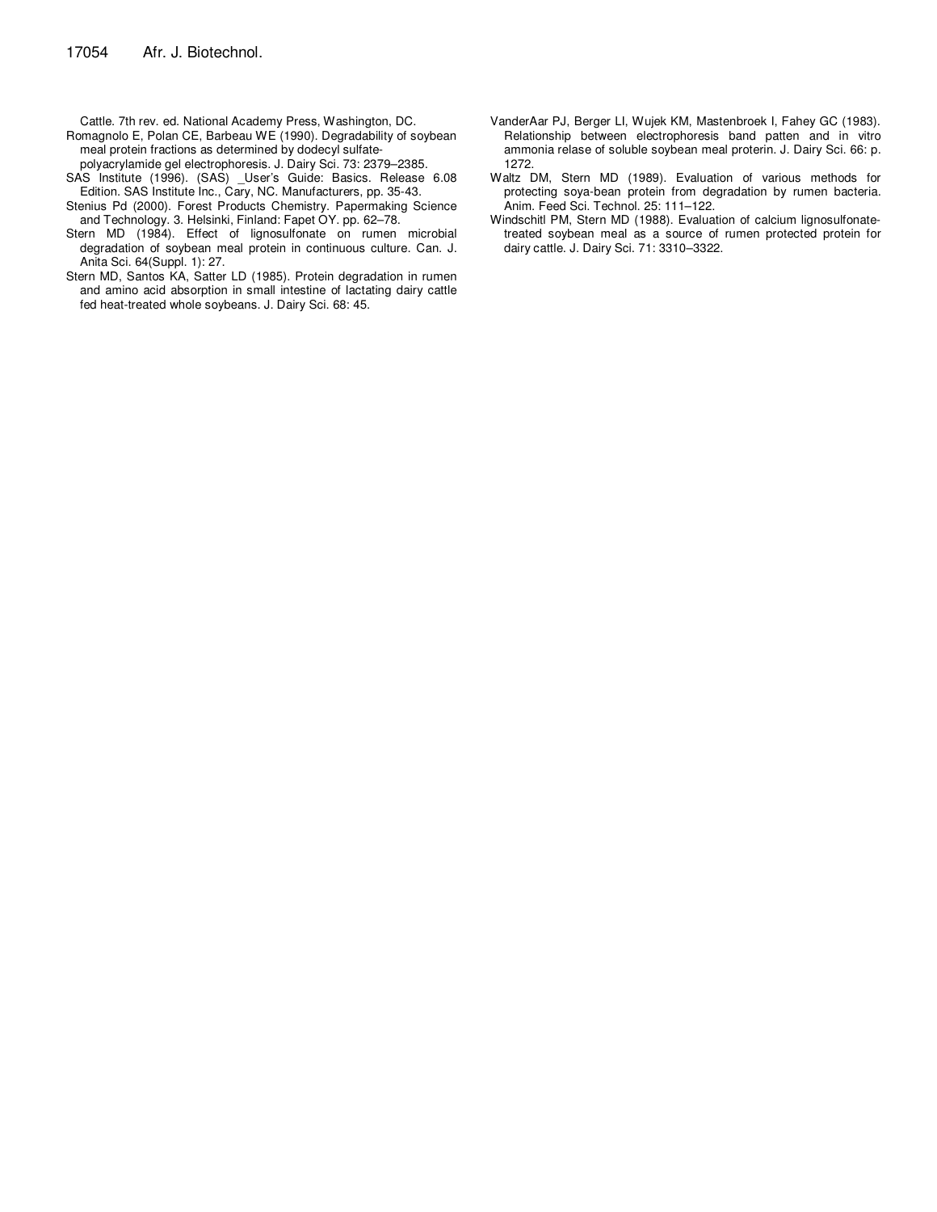Cattle. 7th rev. ed. National Academy Press, Washington, DC.

Romagnolo E, Polan CE, Barbeau WE (1990). Degradability of soybean meal protein fractions as determined by dodecyl sulfate-polyacrylamide gel electrophoresis. J. Dairy Sci. 73: 2379–2385.

SAS Institute (1996). (SAS) _User's Guide: Basics. Release 6.08 Edition. SAS Institute Inc., Cary, NC. Manufacturers, pp. 35-43.

Stenius Pd (2000). Forest Products Chemistry. Papermaking Science and Technology. 3. Helsinki, Finland: Fapet OY. pp. 62–78.

Stern MD (1984). Effect of lignosulfonate on rumen microbial degradation of soybean meal protein in continuous culture. Can. J. Anita Sci. 64(Suppl. 1): 27.

Stern MD, Santos KA, Satter LD (1985). Protein degradation in rumen and amino acid absorption in small intestine of lactating dairy cattle fed heat-treated whole soybeans. J. Dairy Sci. 68: 45.

VanderAar PJ, Berger LI, Wujek KM, Mastenbroek I, Fahey GC (1983). Relationship between electrophoresis band patten and in vitro ammonia relase of soluble soybean meal proterin. J. Dairy Sci. 66: p. 1272.

Waltz DM, Stern MD (1989). Evaluation of various methods for protecting soya-bean protein from degradation by rumen bacteria. Anim. Feed Sci. Technol. 25: 111–122.

Windschitl PM, Stern MD (1988). Evaluation of calcium lignosulfonate-treated soybean meal as a source of rumen protected protein for dairy cattle. J. Dairy Sci. 71: 3310–3322.